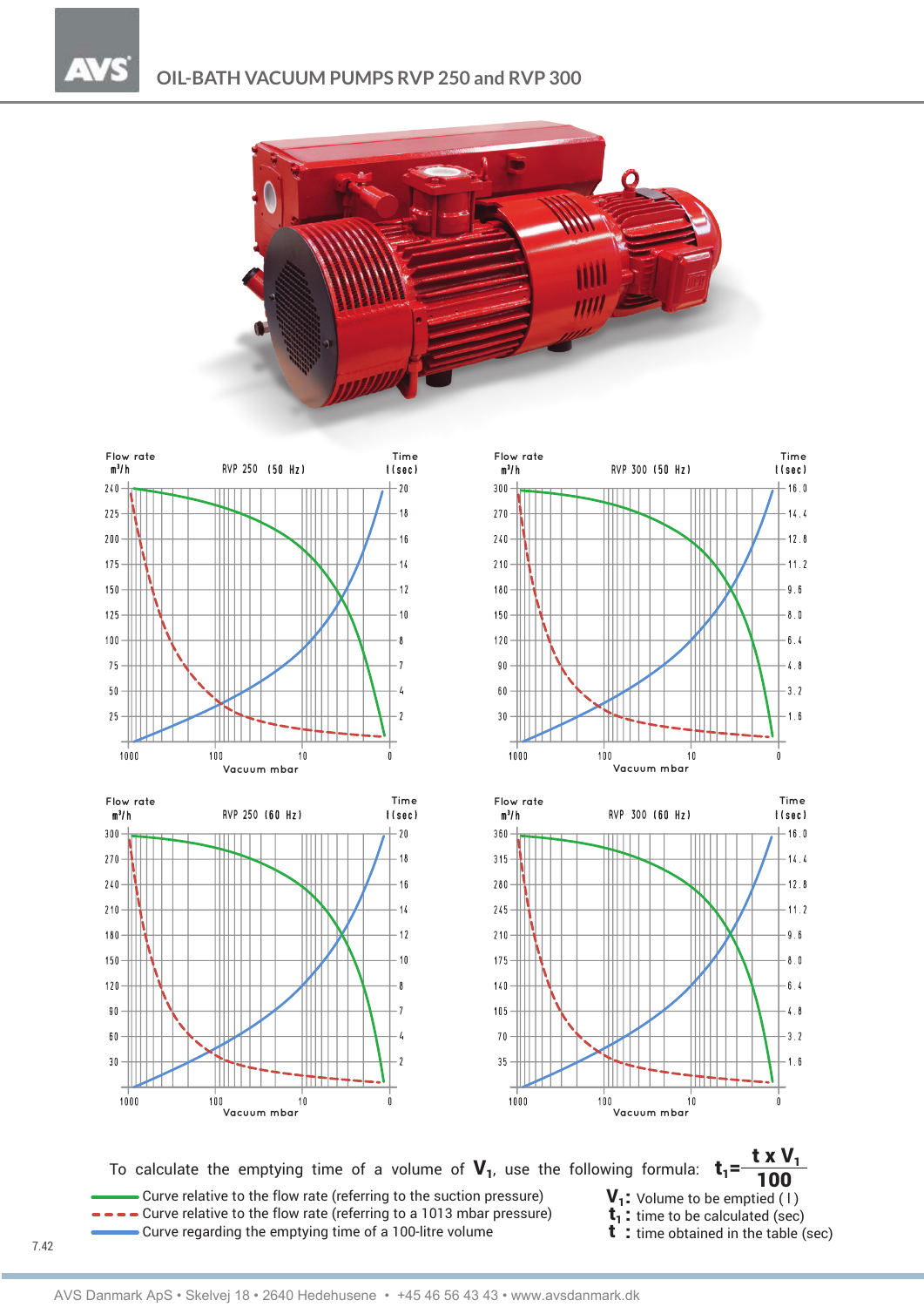# OIL-BATH VACUUM PUMPS RVP 250 and RVP 300

Flow rate $m^3/h$ — RVP 250 (50 Hz) — Time t(sec)

Flow rate $m^3/h$ — RVP 300 (50 Hz) — Time t(sec)

Flow rate $m^3/h$ — RVP 250 (60 Hz) — Time t(sec)

Flow rate $m^3/h$ — RVP 300 (60 Hz) — Time t(sec)

Vacuum mbar

To calculate the emptying time of a volume of $V_1$, use the following formula: $t_1 = \frac{t \times V_1}{100}$

- Curve relative to the flow rate (referring to the suction pressure)
- Curve relative to the flow rate (referring to a 1013 mbar pressure)
- Curve regarding the emptying time of a 100-litre volume

$V_1$: Volume to be emptied ( l )
$t_1$ : time to be calculated (sec)
$t$ : time obtained in the table (sec)

7.42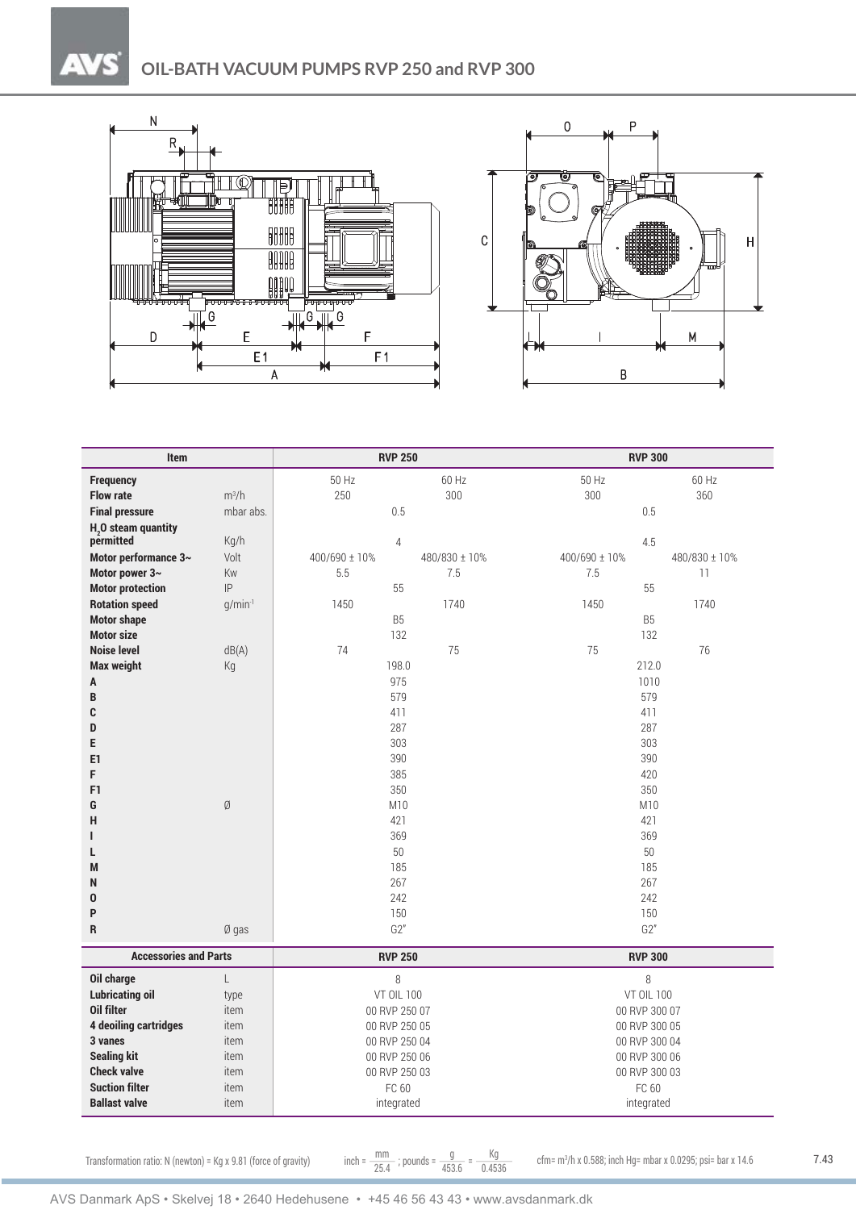# OIL-BATH VACUUM PUMPS RVP 250 and RVP 300

N
R
G
G
G
D
E
F
E1
F1
A

O
P
C
H
L
I
M
B

| Item | | RVP 250 | | RVP 300 | |
|---|---|---|---|---|---|
| **Frequency** | | 50 Hz | 60 Hz | 50 Hz | 60 Hz |
| **Flow rate** | m³/h | 250 | 300 | 300 | 360 |
| **Final pressure** | mbar abs. | 0.5 | | 0.5 | |
| **$H_2O$ steam quantity permitted** | Kg/h | 4 | | 4.5 | |
| **Motor performance 3~** | Volt | 400/690 ± 10% | 480/830 ± 10% | 400/690 ± 10% | 480/830 ± 10% |
| **Motor power 3~** | Kw | 5.5 | 7.5 | 7.5 | 11 |
| **Motor protection** | IP | 55 | | 55 | |
| **Rotation speed** | g/min⁻¹ | 1450 | 1740 | 1450 | 1740 |
| **Motor shape** | | B5 | | B5 | |
| **Motor size** | | 132 | | 132 | |
| **Noise level** | dB(A) | 74 | 75 | 75 | 76 |
| **Max weight** | Kg | 198.0 | | 212.0 | |
| **A** | | 975 | | 1010 | |
| **B** | | 579 | | 579 | |
| **C** | | 411 | | 411 | |
| **D** | | 287 | | 287 | |
| **E** | | 303 | | 303 | |
| **E1** | | 390 | | 390 | |
| **F** | | 385 | | 420 | |
| **F1** | | 350 | | 350 | |
| **G** | Ø | M10 | | M10 | |
| **H** | | 421 | | 421 | |
| **I** | | 369 | | 369 | |
| **L** | | 50 | | 50 | |
| **M** | | 185 | | 185 | |
| **N** | | 267 | | 267 | |
| **O** | | 242 | | 242 | |
| **P** | | 150 | | 150 | |
| **R** | Ø gas | G2" | | G2" | |

| Accessories and Parts | | RVP 250 | RVP 300 |
|---|---|---|---|
| **Oil charge** | L | 8 | 8 |
| **Lubricating oil** | type | VT OIL 100 | VT OIL 100 |
| **Oil filter** | item | 00 RVP 250 07 | 00 RVP 300 07 |
| **4 deoiling cartridges** | item | 00 RVP 250 05 | 00 RVP 300 05 |
| **3 vanes** | item | 00 RVP 250 04 | 00 RVP 300 04 |
| **Sealing kit** | item | 00 RVP 250 06 | 00 RVP 300 06 |
| **Check valve** | item | 00 RVP 250 03 | 00 RVP 300 03 |
| **Suction filter** | item | FC 60 | FC 60 |
| **Ballast valve** | item | integrated | integrated |

Transformation ratio: N (newton) = Kg x 9.81 (force of gravity)  $\text{inch} = \frac{\text{mm}}{25.4}$ ; $\text{pounds} = \frac{\text{g}}{453.6} = \frac{\text{Kg}}{0.4536}$  cfm= m³/h x 0.588; inch Hg= mbar x 0.0295; psi= bar x 14.6

AVS Danmark ApS • Skelvej 18 • 2640 Hedehusene • +45 46 56 43 43 • www.avsdanmark.dk